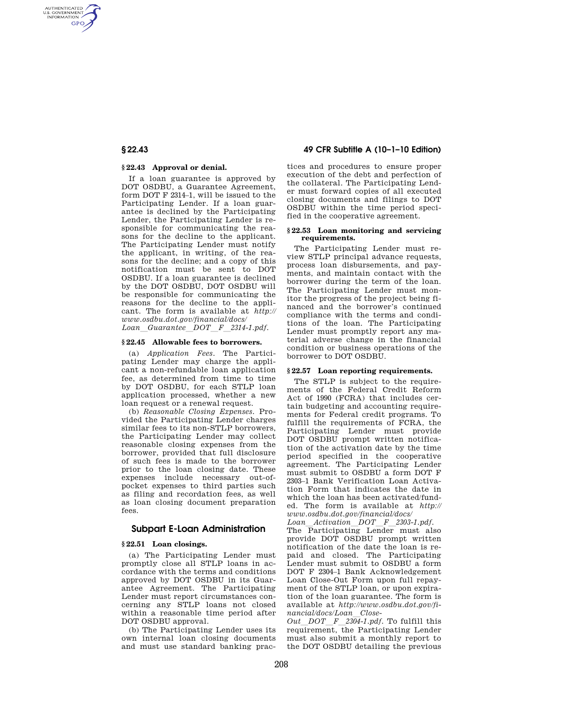### § 22.43 Approval or denial.

If a loan guarantee is approved by DOT OSDBU, a Guarantee Agreement, form DOT F 2314–1, will be issued to the Participating Lender. If a loan guarantee is declined by the Participating Lender, the Participating Lender is responsible for communicating the reasons for the decline to the applicant. The Participating Lender must notify the applicant, in writing, of the reasons for the decline; and a copy of this notification must be sent to DOT OSDBU. If a loan guarantee is declined by the DOT OSDBU, DOT OSDBU will be responsible for communicating the reasons for the decline to the applicant. The form is available at *http://www.osdbu.dot.gov/financial/docs/Loan__Guarantee__DOT__F__2314-1.pdf*.

### § 22.45 Allowable fees to borrowers.

(a) *Application Fees.* The Participating Lender may charge the applicant a non-refundable loan application fee, as determined from time to time by DOT OSDBU, for each STLP loan application processed, whether a new loan request or a renewal request.

(b) *Reasonable Closing Expenses.* Provided the Participating Lender charges similar fees to its non-STLP borrowers, the Participating Lender may collect reasonable closing expenses from the borrower, provided that full disclosure of such fees is made to the borrower prior to the loan closing date. These expenses include necessary out-of-pocket expenses to third parties such as filing and recordation fees, as well as loan closing document preparation fees.

## Subpart E-Loan Administration

### § 22.51 Loan closings.

(a) The Participating Lender must promptly close all STLP loans in accordance with the terms and conditions approved by DOT OSDBU in its Guarantee Agreement. The Participating Lender must report circumstances concerning any STLP loans not closed within a reasonable time period after DOT OSDBU approval.

(b) The Participating Lender uses its own internal loan closing documents and must use standard banking practices and procedures to ensure proper execution of the debt and perfection of the collateral. The Participating Lender must forward copies of all executed closing documents and filings to DOT OSDBU within the time period specified in the cooperative agreement.

### § 22.53 Loan monitoring and servicing requirements.

The Participating Lender must review STLP principal advance requests, process loan disbursements, and payments, and maintain contact with the borrower during the term of the loan. The Participating Lender must monitor the progress of the project being financed and the borrower's continued compliance with the terms and conditions of the loan. The Participating Lender must promptly report any material adverse change in the financial condition or business operations of the borrower to DOT OSDBU.

### § 22.57 Loan reporting requirements.

The STLP is subject to the requirements of the Federal Credit Reform Act of 1990 (FCRA) that includes certain budgeting and accounting requirements for Federal credit programs. To fulfill the requirements of FCRA, the Participating Lender must provide DOT OSDBU prompt written notification of the activation date by the time period specified in the cooperative agreement. The Participating Lender must submit to OSDBU a form DOT F 2303–1 Bank Verification Loan Activation Form that indicates the date in which the loan has been activated/funded. The form is available at *http://www.osdbu.dot.gov/financial/docs/Loan__Activation__DOT__F__2303-1.pdf*. The Participating Lender must also provide DOT OSDBU prompt written notification of the date the loan is repaid and closed. The Participating Lender must submit to OSDBU a form DOT F 2304–1 Bank Acknowledgement Loan Close-Out Form upon full repayment of the STLP loan, or upon expiration of the loan guarantee. The form is available at *http://www.osdbu.dot.gov/financial/docs/Loan__Close-Out__DOT__F__2304-1.pdf*. To fulfill this requirement, the Participating Lender must also submit a monthly report to the DOT OSDBU detailing the previous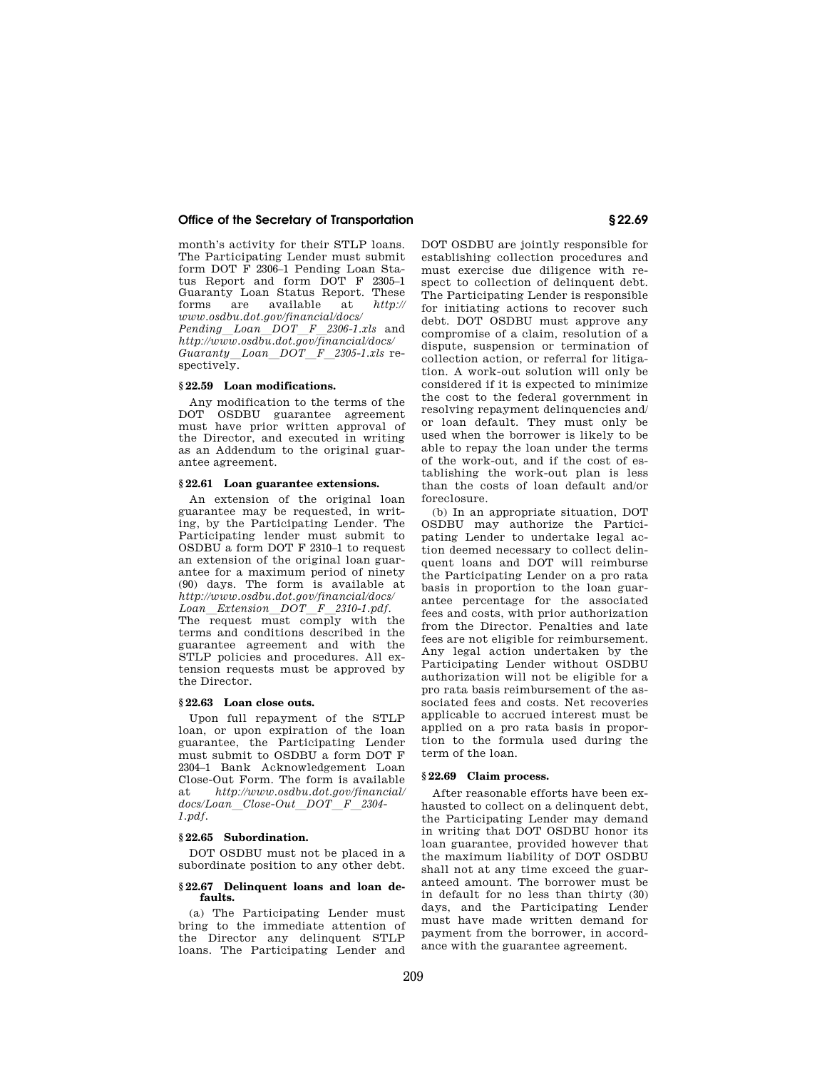month's activity for their STLP loans. The Participating Lender must submit form DOT F 2306–1 Pending Loan Status Report and form DOT F 2305–1 Guaranty Loan Status Report. These forms are available at *http://www.osdbu.dot.gov/financial/docs/Pending__Loan__DOT__F__2306-1.xls* and *http://www.osdbu.dot.gov/financial/docs/Guaranty__Loan__DOT__F__2305-1.xls* respectively.

### § 22.59 Loan modifications.

Any modification to the terms of the DOT OSDBU guarantee agreement must have prior written approval of the Director, and executed in writing as an Addendum to the original guarantee agreement.

### § 22.61 Loan guarantee extensions.

An extension of the original loan guarantee may be requested, in writing, by the Participating Lender. The Participating lender must submit to OSDBU a form DOT F 2310–1 to request an extension of the original loan guarantee for a maximum period of ninety (90) days. The form is available at *http://www.osdbu.dot.gov/financial/docs/Loan__Extension__DOT__F__2310-1.pdf*. The request must comply with the terms and conditions described in the guarantee agreement and with the STLP policies and procedures. All extension requests must be approved by the Director.

### § 22.63 Loan close outs.

Upon full repayment of the STLP loan, or upon expiration of the loan guarantee, the Participating Lender must submit to OSDBU a form DOT F 2304–1 Bank Acknowledgement Loan Close-Out Form. The form is available at *http://www.osdbu.dot.gov/financial/docs/Loan__Close-Out__DOT__F__2304-1.pdf*.

### § 22.65 Subordination.

DOT OSDBU must not be placed in a subordinate position to any other debt.

### § 22.67 Delinquent loans and loan defaults.

(a) The Participating Lender must bring to the immediate attention of the Director any delinquent STLP loans. The Participating Lender and DOT OSDBU are jointly responsible for establishing collection procedures and must exercise due diligence with respect to collection of delinquent debt. The Participating Lender is responsible for initiating actions to recover such debt. DOT OSDBU must approve any compromise of a claim, resolution of a dispute, suspension or termination of collection action, or referral for litigation. A work-out solution will only be considered if it is expected to minimize the cost to the federal government in resolving repayment delinquencies and/or loan default. They must only be used when the borrower is likely to be able to repay the loan under the terms of the work-out, and if the cost of establishing the work-out plan is less than the costs of loan default and/or foreclosure.

(b) In an appropriate situation, DOT OSDBU may authorize the Participating Lender to undertake legal action deemed necessary to collect delinquent loans and DOT will reimburse the Participating Lender on a pro rata basis in proportion to the loan guarantee percentage for the associated fees and costs, with prior authorization from the Director. Penalties and late fees are not eligible for reimbursement. Any legal action undertaken by the Participating Lender without OSDBU authorization will not be eligible for a pro rata basis reimbursement of the associated fees and costs. Net recoveries applicable to accrued interest must be applied on a pro rata basis in proportion to the formula used during the term of the loan.

### § 22.69 Claim process.

After reasonable efforts have been exhausted to collect on a delinquent debt, the Participating Lender may demand in writing that DOT OSDBU honor its loan guarantee, provided however that the maximum liability of DOT OSDBU shall not at any time exceed the guaranteed amount. The borrower must be in default for no less than thirty (30) days, and the Participating Lender must have made written demand for payment from the borrower, in accordance with the guarantee agreement.